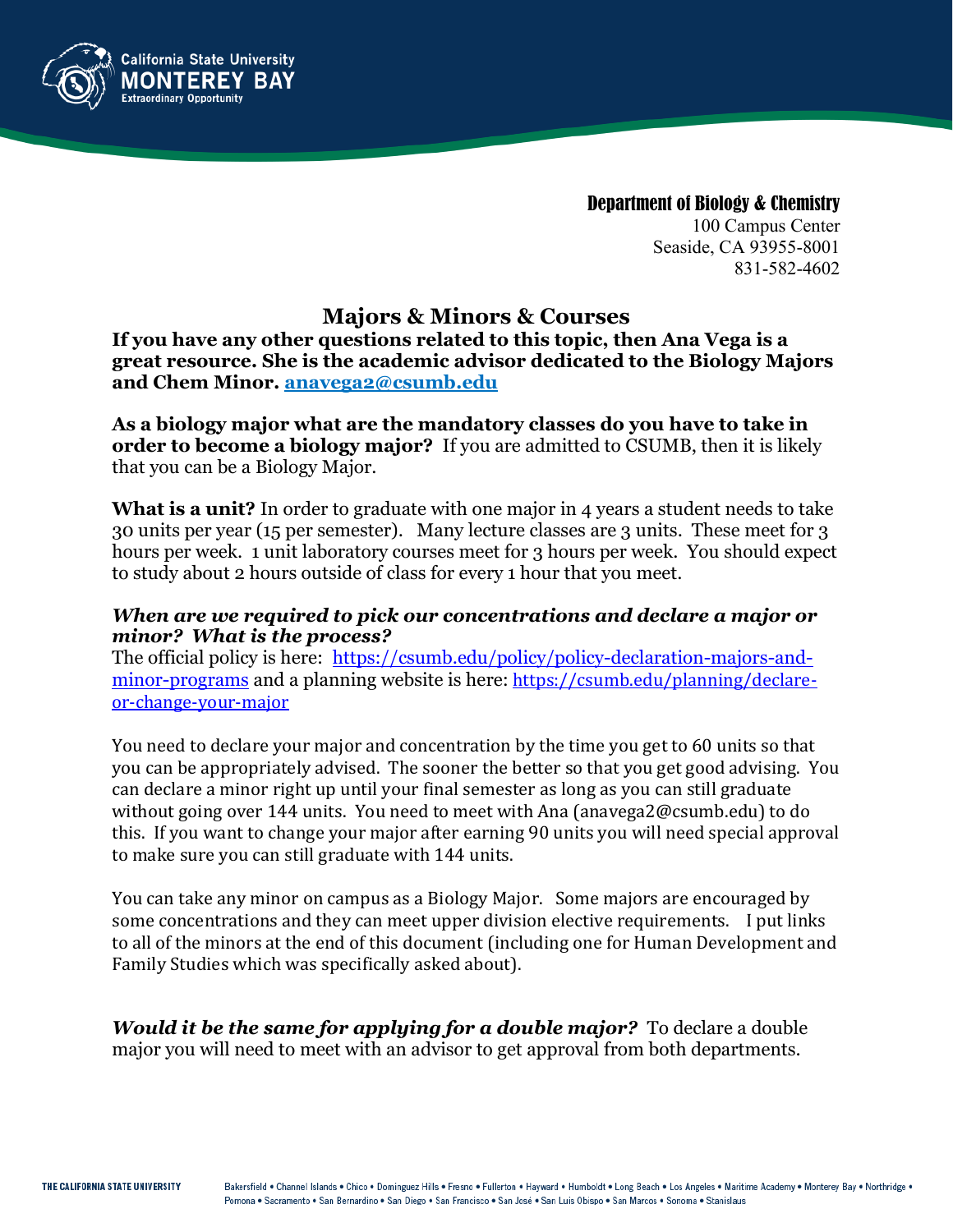Department of Biology & Chemistry
100 Campus Center
Seaside, CA 93955-8001
831-582-4602

# Majors & Minors & Courses

**If you have any other questions related to this topic, then Ana Vega is a great resource. She is the academic advisor dedicated to the Biology Majors and Chem Minor. [anavega2@csumb.edu](mailto:anavega2@csumb.edu)**

**As a biology major what are the mandatory classes do you have to take in order to become a biology major?** If you are admitted to CSUMB, then it is likely that you can be a Biology Major.

**What is a unit?** In order to graduate with one major in 4 years a student needs to take 30 units per year (15 per semester). Many lecture classes are 3 units. These meet for 3 hours per week. 1 unit laboratory courses meet for 3 hours per week. You should expect to study about 2 hours outside of class for every 1 hour that you meet.

***When are we required to pick our concentrations and declare a major or minor? What is the process?***

The official policy is here: [https://csumb.edu/policy/policy-declaration-majors-and-minor-programs](https://csumb.edu/policy/policy-declaration-majors-and-minor-programs) and a planning website is here: [https://csumb.edu/planning/declare-or-change-your-major](https://csumb.edu/planning/declare-or-change-your-major)

You need to declare your major and concentration by the time you get to 60 units so that you can be appropriately advised. The sooner the better so that you get good advising. You can declare a minor right up until your final semester as long as you can still graduate without going over 144 units. You need to meet with Ana (anavega2@csumb.edu) to do this. If you want to change your major after earning 90 units you will need special approval to make sure you can still graduate with 144 units.

You can take any minor on campus as a Biology Major. Some majors are encouraged by some concentrations and they can meet upper division elective requirements. I put links to all of the minors at the end of this document (including one for Human Development and Family Studies which was specifically asked about).

***Would it be the same for applying for a double major?*** To declare a double major you will need to meet with an advisor to get approval from both departments.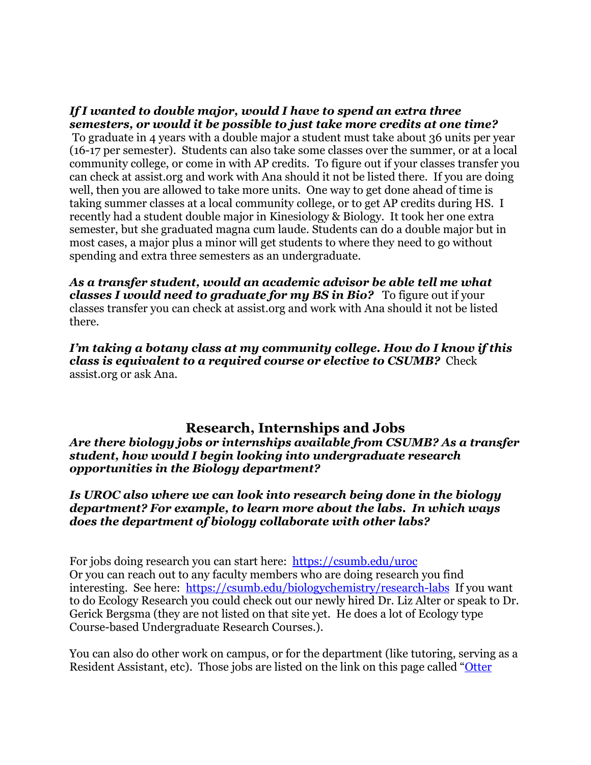***If I wanted to double major, would I have to spend an extra three semesters, or would it be possible to just take more credits at one time?*** To graduate in 4 years with a double major a student must take about 36 units per year (16-17 per semester). Students can also take some classes over the summer, or at a local community college, or come in with AP credits. To figure out if your classes transfer you can check at assist.org and work with Ana should it not be listed there. If you are doing well, then you are allowed to take more units. One way to get done ahead of time is taking summer classes at a local community college, or to get AP credits during HS. I recently had a student double major in Kinesiology & Biology. It took her one extra semester, but she graduated magna cum laude. Students can do a double major but in most cases, a major plus a minor will get students to where they need to go without spending and extra three semesters as an undergraduate.

***As a transfer student, would an academic advisor be able tell me what classes I would need to graduate for my BS in Bio?*** To figure out if your classes transfer you can check at assist.org and work with Ana should it not be listed there.

***I'm taking a botany class at my community college. How do I know if this class is equivalent to a required course or elective to CSUMB?*** Check assist.org or ask Ana.

## Research, Internships and Jobs

***Are there biology jobs or internships available from CSUMB? As a transfer student, how would I begin looking into undergraduate research opportunities in the Biology department?***

***Is UROC also where we can look into research being done in the biology department? For example, to learn more about the labs. In which ways does the department of biology collaborate with other labs?***

For jobs doing research you can start here: [https://csumb.edu/uroc](https://csumb.edu/uroc)
Or you can reach out to any faculty members who are doing research you find interesting. See here: [https://csumb.edu/biologychemistry/research-labs](https://csumb.edu/biologychemistry/research-labs) If you want to do Ecology Research you could check out our newly hired Dr. Liz Alter or speak to Dr. Gerick Bergsma (they are not listed on that site yet. He does a lot of Ecology type Course-based Undergraduate Research Courses.).

You can also do other work on campus, or for the department (like tutoring, serving as a Resident Assistant, etc). Those jobs are listed on the link on this page called "Otter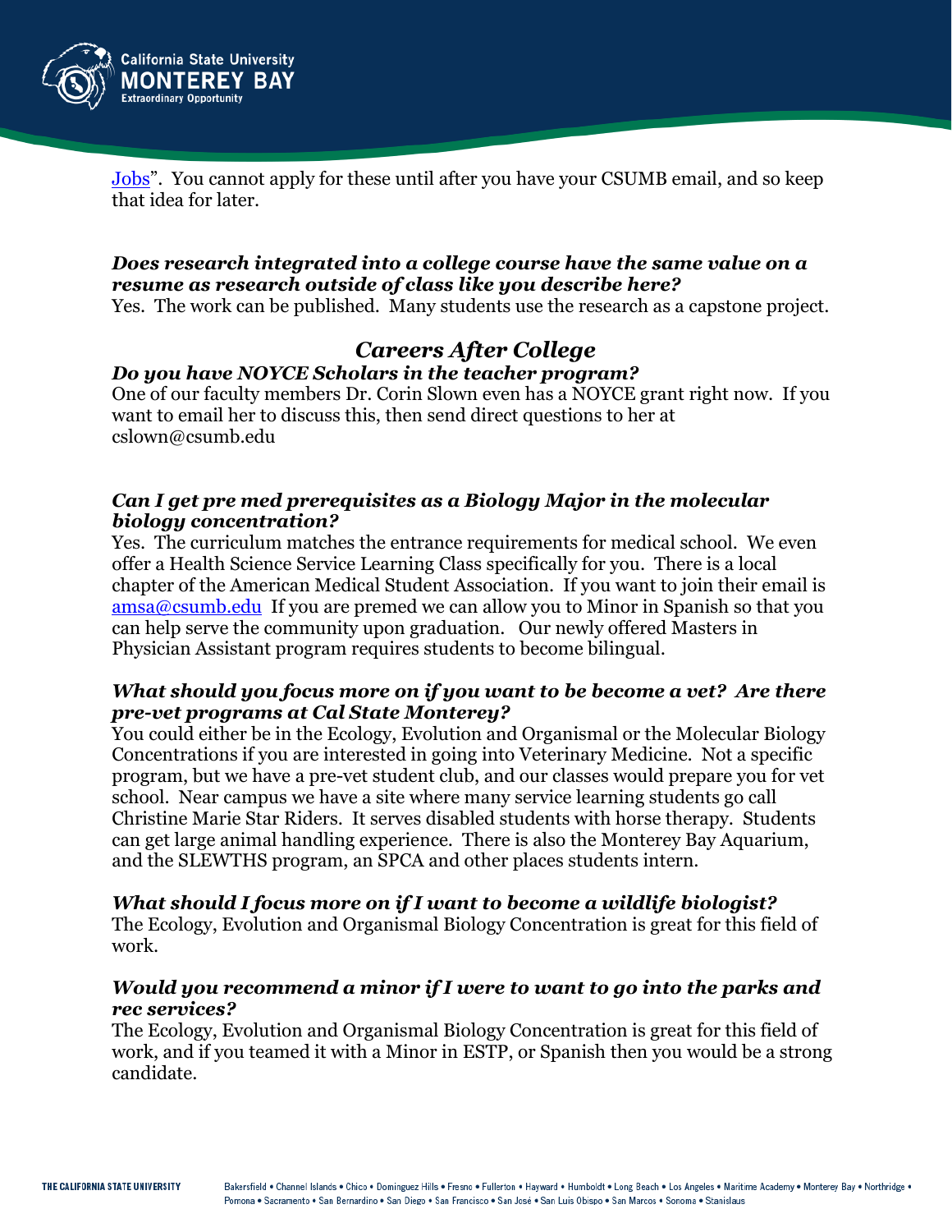Jobs". You cannot apply for these until after you have your CSUMB email, and so keep that idea for later.

### *Does research integrated into a college course have the same value on a resume as research outside of class like you describe here?*

Yes. The work can be published. Many students use the research as a capstone project.

## *Careers After College*

### *Do you have NOYCE Scholars in the teacher program?*

One of our faculty members Dr. Corin Slown even has a NOYCE grant right now. If you want to email her to discuss this, then send direct questions to her at cslown@csumb.edu

### *Can I get pre med prerequisites as a Biology Major in the molecular biology concentration?*

Yes. The curriculum matches the entrance requirements for medical school. We even offer a Health Science Service Learning Class specifically for you. There is a local chapter of the American Medical Student Association. If you want to join their email is amsa@csumb.edu If you are premed we can allow you to Minor in Spanish so that you can help serve the community upon graduation. Our newly offered Masters in Physician Assistant program requires students to become bilingual.

### *What should you focus more on if you want to be become a vet? Are there pre-vet programs at Cal State Monterey?*

You could either be in the Ecology, Evolution and Organismal or the Molecular Biology Concentrations if you are interested in going into Veterinary Medicine. Not a specific program, but we have a pre-vet student club, and our classes would prepare you for vet school. Near campus we have a site where many service learning students go call Christine Marie Star Riders. It serves disabled students with horse therapy. Students can get large animal handling experience. There is also the Monterey Bay Aquarium, and the SLEWTHS program, an SPCA and other places students intern.

### *What should I focus more on if I want to become a wildlife biologist?*

The Ecology, Evolution and Organismal Biology Concentration is great for this field of work.

### *Would you recommend a minor if I were to want to go into the parks and rec services?*

The Ecology, Evolution and Organismal Biology Concentration is great for this field of work, and if you teamed it with a Minor in ESTP, or Spanish then you would be a strong candidate.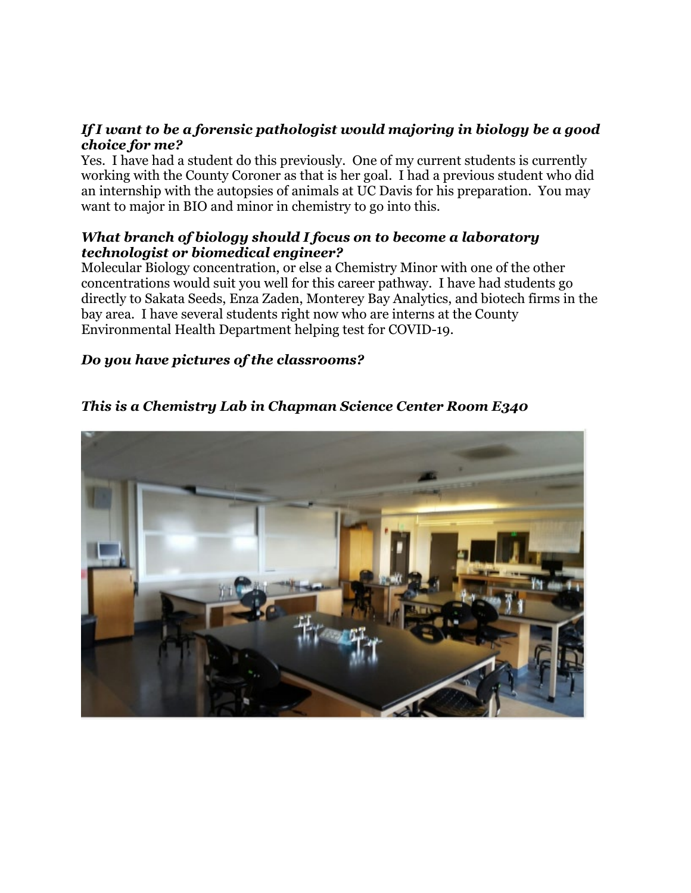***If I want to be a forensic pathologist would majoring in biology be a good choice for me?***
Yes. I have had a student do this previously. One of my current students is currently working with the County Coroner as that is her goal. I had a previous student who did an internship with the autopsies of animals at UC Davis for his preparation. You may want to major in BIO and minor in chemistry to go into this.

***What branch of biology should I focus on to become a laboratory technologist or biomedical engineer?***
Molecular Biology concentration, or else a Chemistry Minor with one of the other concentrations would suit you well for this career pathway. I have had students go directly to Sakata Seeds, Enza Zaden, Monterey Bay Analytics, and biotech firms in the bay area. I have several students right now who are interns at the County Environmental Health Department helping test for COVID-19.

***Do you have pictures of the classrooms?***

***This is a Chemistry Lab in Chapman Science Center Room E340***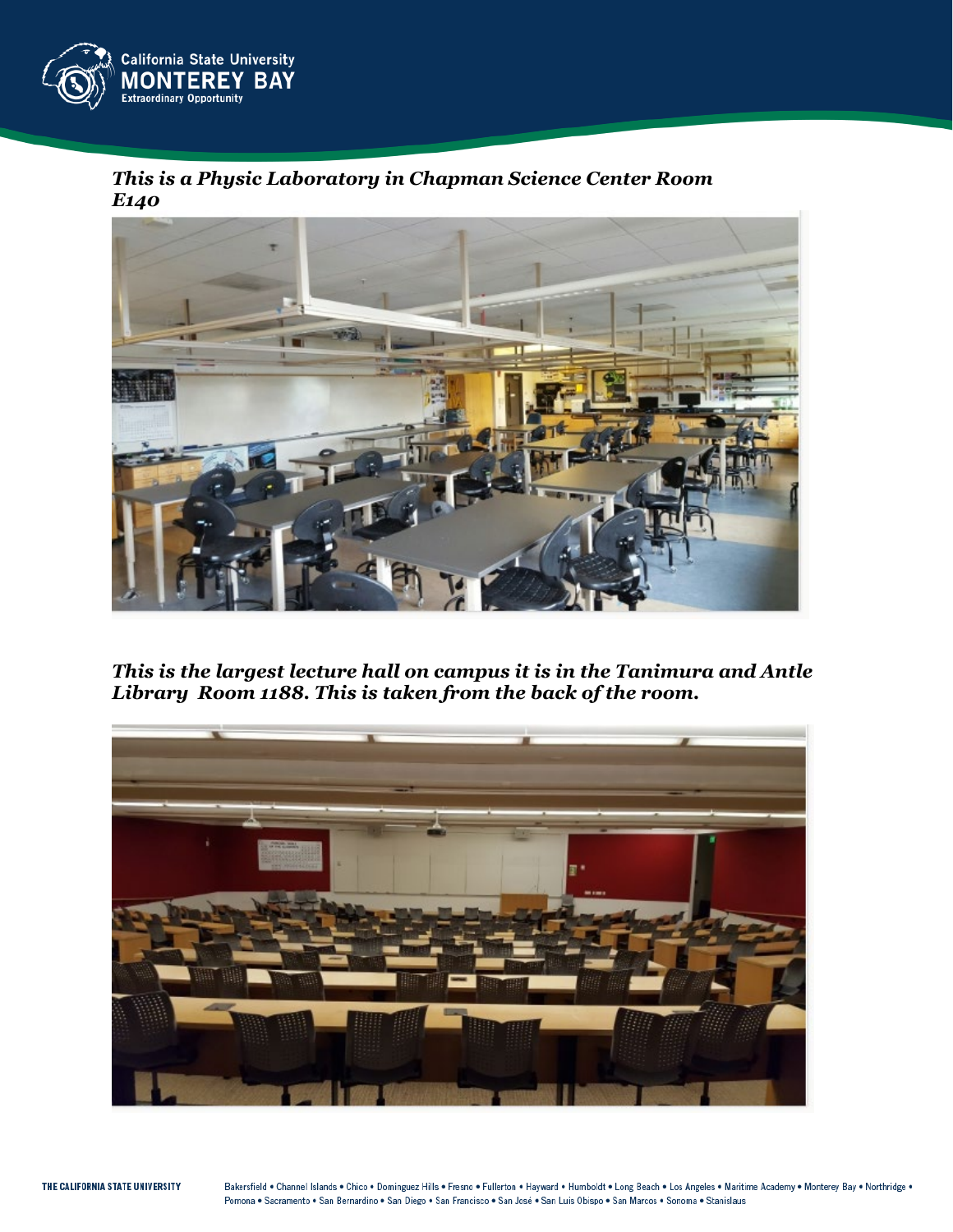***This is a Physic Laboratory in Chapman Science Center Room E140***

***This is the largest lecture hall on campus it is in the Tanimura and Antle Library Room 1188. This is taken from the back of the room.***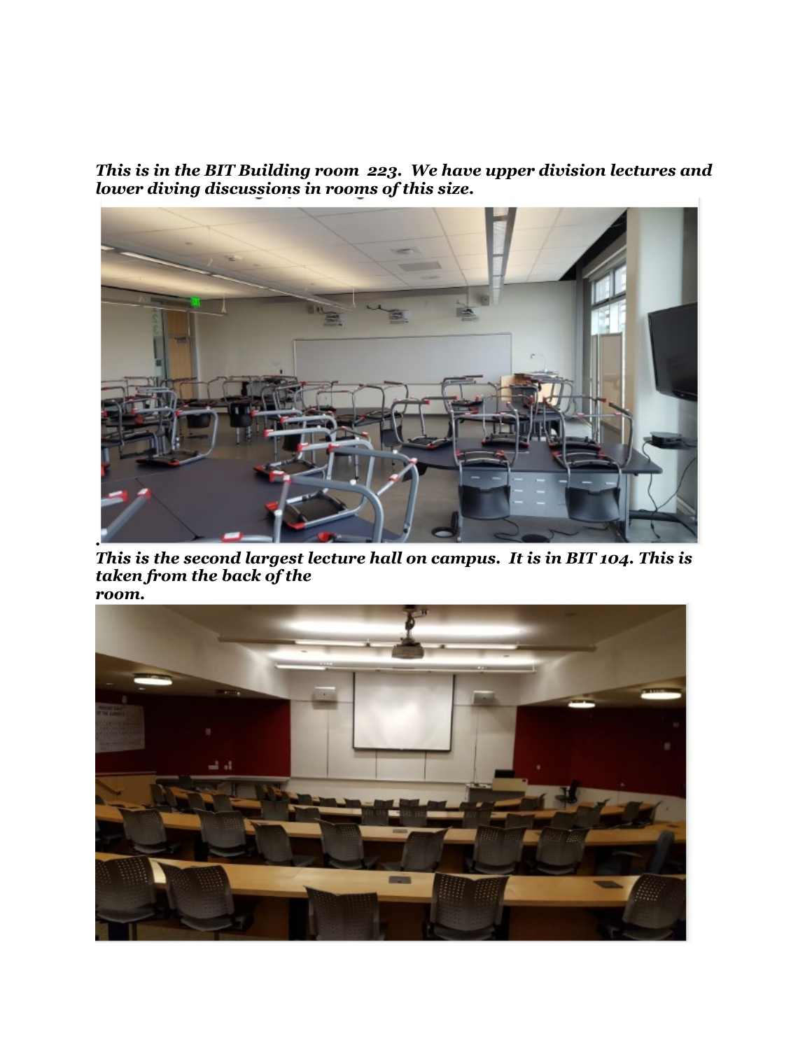***This is in the BIT Building room 223. We have upper division lectures and lower diving discussions in rooms of this size.***

.

***This is the second largest lecture hall on campus. It is in BIT 104. This is taken from the back of the room.***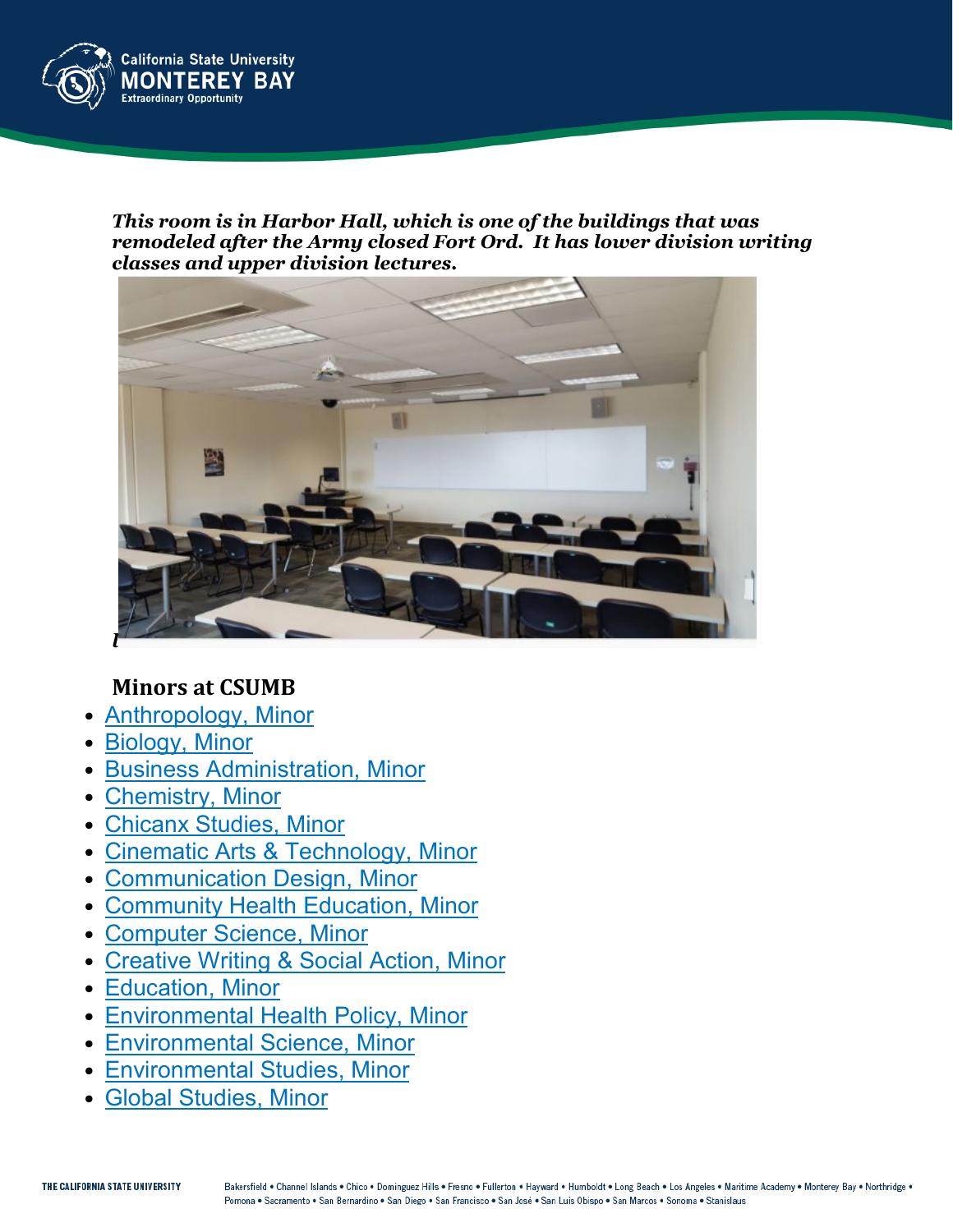***This room is in Harbor Hall, which is one of the buildings that was remodeled after the Army closed Fort Ord. It has lower division writing classes and upper division lectures.***

## Minors at CSUMB

- Anthropology, Minor
- Biology, Minor
- Business Administration, Minor
- Chemistry, Minor
- Chicanx Studies, Minor
- Cinematic Arts & Technology, Minor
- Communication Design, Minor
- Community Health Education, Minor
- Computer Science, Minor
- Creative Writing & Social Action, Minor
- Education, Minor
- Environmental Health Policy, Minor
- Environmental Science, Minor
- Environmental Studies, Minor
- Global Studies, Minor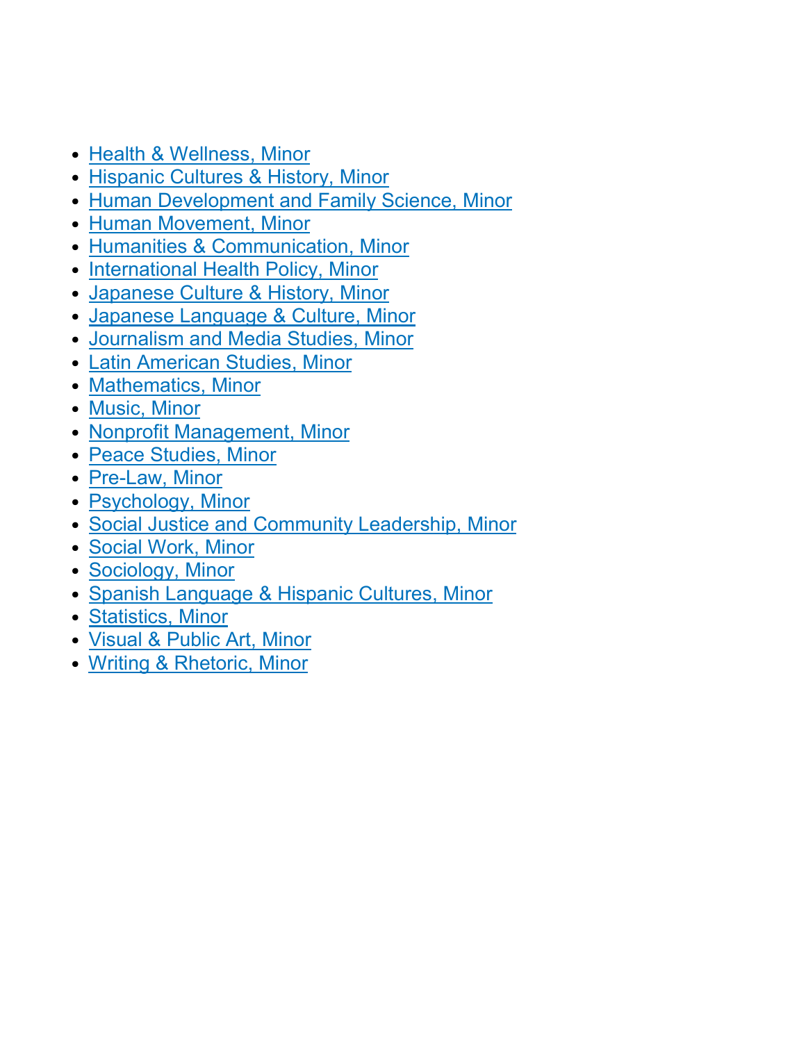- Health & Wellness, Minor
- Hispanic Cultures & History, Minor
- Human Development and Family Science, Minor
- Human Movement, Minor
- Humanities & Communication, Minor
- International Health Policy, Minor
- Japanese Culture & History, Minor
- Japanese Language & Culture, Minor
- Journalism and Media Studies, Minor
- Latin American Studies, Minor
- Mathematics, Minor
- Music, Minor
- Nonprofit Management, Minor
- Peace Studies, Minor
- Pre-Law, Minor
- Psychology, Minor
- Social Justice and Community Leadership, Minor
- Social Work, Minor
- Sociology, Minor
- Spanish Language & Hispanic Cultures, Minor
- Statistics, Minor
- Visual & Public Art, Minor
- Writing & Rhetoric, Minor